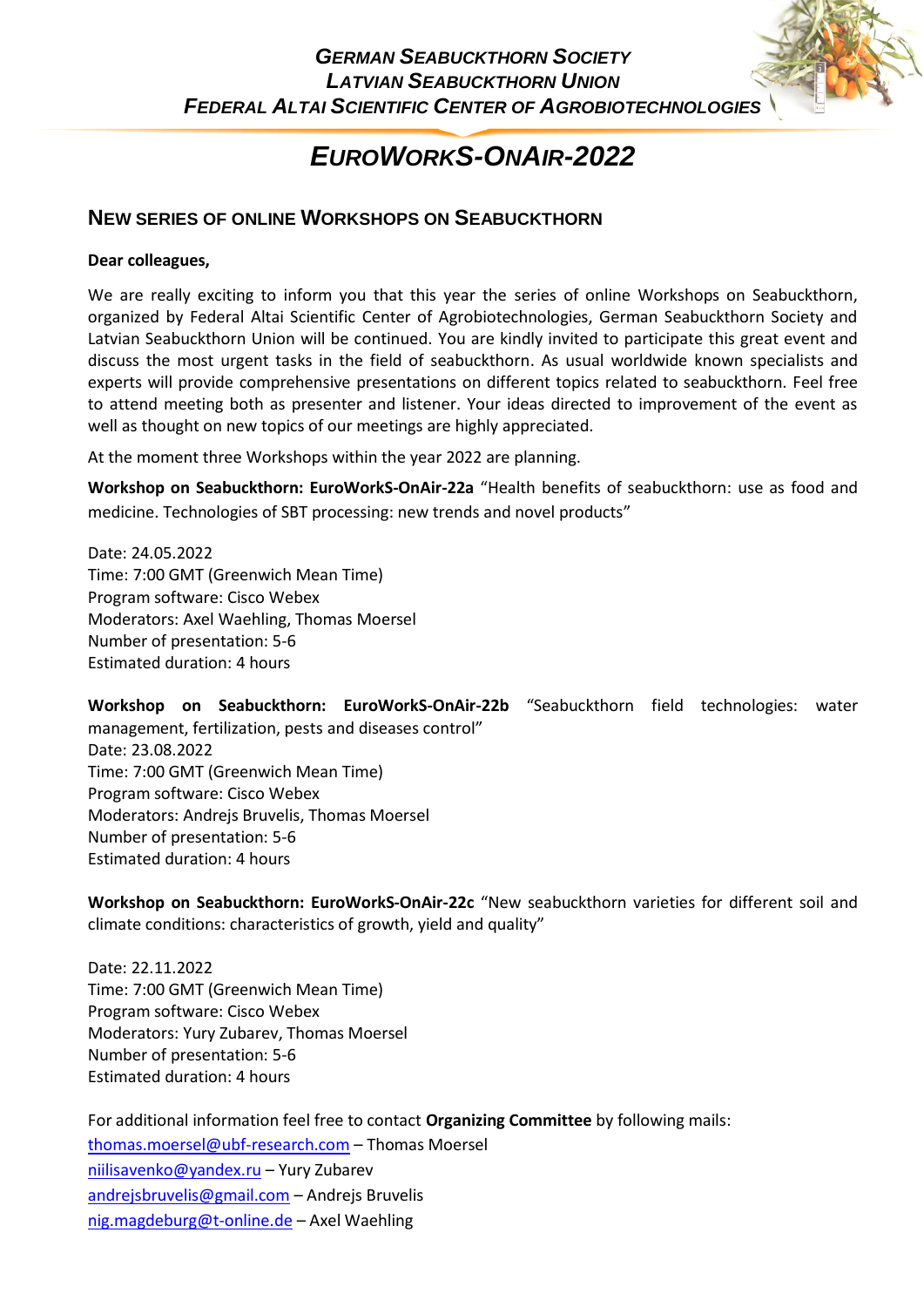***German Seabuckthorn Society***
***Latvian Seabuckthorn Union***
***Federal Altai Scientific Center of Agrobiotechnologies***

# *EuroWorkS-OnAir-2022*

## New series of online Workshops on Seabuckthorn

**Dear colleagues,**

We are really exciting to inform you that this year the series of online Workshops on Seabuckthorn, organized by Federal Altai Scientific Center of Agrobiotechnologies, German Seabuckthorn Society and Latvian Seabuckthorn Union will be continued. You are kindly invited to participate this great event and discuss the most urgent tasks in the field of seabuckthorn. As usual worldwide known specialists and experts will provide comprehensive presentations on different topics related to seabuckthorn. Feel free to attend meeting both as presenter and listener. Your ideas directed to improvement of the event as well as thought on new topics of our meetings are highly appreciated.

At the moment three Workshops within the year 2022 are planning.

**Workshop on Seabuckthorn: EuroWorkS-OnAir-22a** "Health benefits of seabuckthorn: use as food and medicine. Technologies of SBT processing: new trends and novel products"

Date: 24.05.2022
Time: 7:00 GMT (Greenwich Mean Time)
Program software: Cisco Webex
Moderators: Axel Waehling, Thomas Moersel
Number of presentation: 5-6
Estimated duration: 4 hours

**Workshop on Seabuckthorn: EuroWorkS-OnAir-22b** "Seabuckthorn field technologies: water management, fertilization, pests and diseases control"
Date: 23.08.2022
Time: 7:00 GMT (Greenwich Mean Time)
Program software: Cisco Webex
Moderators: Andrejs Bruvelis, Thomas Moersel
Number of presentation: 5-6
Estimated duration: 4 hours

**Workshop on Seabuckthorn: EuroWorkS-OnAir-22c** "New seabuckthorn varieties for different soil and climate conditions: characteristics of growth, yield and quality"

Date: 22.11.2022
Time: 7:00 GMT (Greenwich Mean Time)
Program software: Cisco Webex
Moderators: Yury Zubarev, Thomas Moersel
Number of presentation: 5-6
Estimated duration: 4 hours

For additional information feel free to contact **Organizing Committee** by following mails:
thomas.moersel@ubf-research.com – Thomas Moersel
niilisavenko@yandex.ru – Yury Zubarev
andrejsbruvelis@gmail.com – Andrejs Bruvelis
nig.magdeburg@t-online.de – Axel Waehling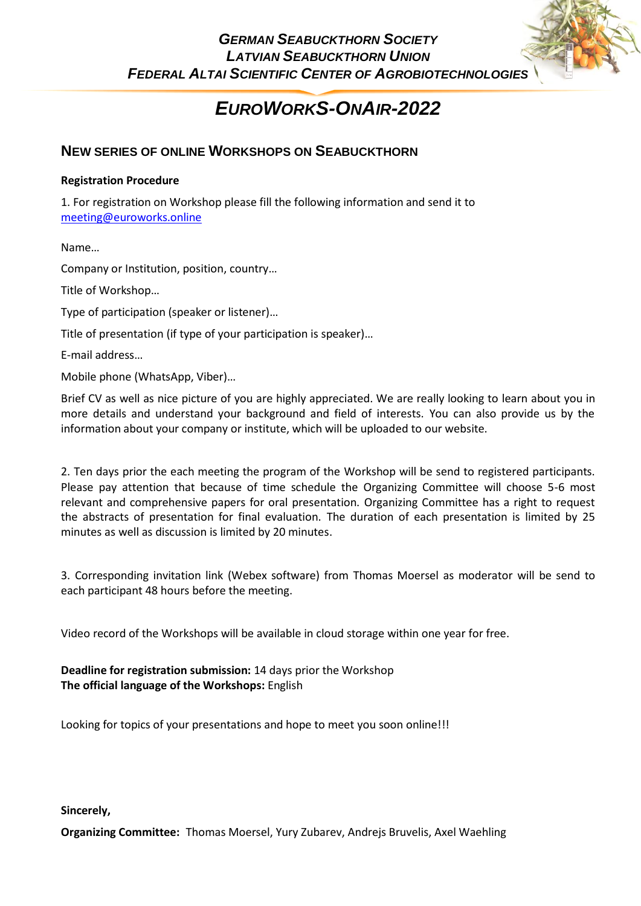*GERMAN SEABUCKTHORN SOCIETY*
*LATVIAN SEABUCKTHORN UNION*
*FEDERAL ALTAI SCIENTIFIC CENTER OF AGROBIOTECHNOLOGIES*

# *EUROWORKS-ONAIR-2022*

## NEW SERIES OF ONLINE WORKSHOPS ON SEABUCKTHORN

**Registration Procedure**

1. For registration on Workshop please fill the following information and send it to meeting@euroworks.online

Name…

Company or Institution, position, country…

Title of Workshop…

Type of participation (speaker or listener)…

Title of presentation (if type of your participation is speaker)…

E-mail address…

Mobile phone (WhatsApp, Viber)…

Brief CV as well as nice picture of you are highly appreciated. We are really looking to learn about you in more details and understand your background and field of interests. You can also provide us by the information about your company or institute, which will be uploaded to our website.

2. Ten days prior the each meeting the program of the Workshop will be send to registered participants. Please pay attention that because of time schedule the Organizing Committee will choose 5-6 most relevant and comprehensive papers for oral presentation. Organizing Committee has a right to request the abstracts of presentation for final evaluation. The duration of each presentation is limited by 25 minutes as well as discussion is limited by 20 minutes.

3. Corresponding invitation link (Webex software) from Thomas Moersel as moderator will be send to each participant 48 hours before the meeting.

Video record of the Workshops will be available in cloud storage within one year for free.

**Deadline for registration submission:** 14 days prior the Workshop
**The official language of the Workshops:** English

Looking for topics of your presentations and hope to meet you soon online!!!

**Sincerely,**

**Organizing Committee:** Thomas Moersel, Yury Zubarev, Andrejs Bruvelis, Axel Waehling